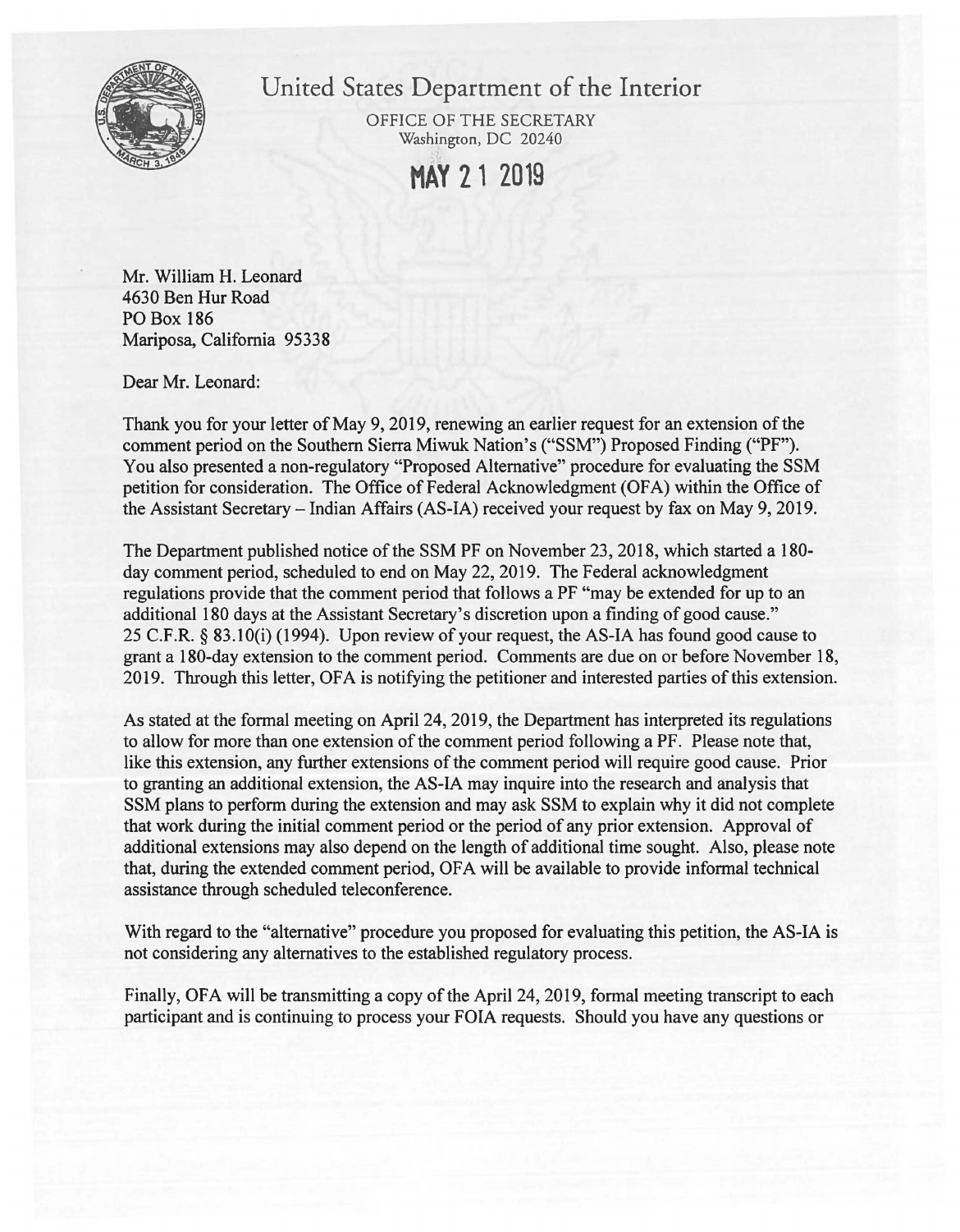# United States Department of the Interior

OFFICE OF THE SECRETARY
Washington, DC 20240

**MAY 21 2019**

Mr. William H. Leonard
4630 Ben Hur Road
PO Box 186
Mariposa, California 95338

Dear Mr. Leonard:

Thank you for your letter of May 9, 2019, renewing an earlier request for an extension of the comment period on the Southern Sierra Miwuk Nation's ("SSM") Proposed Finding ("PF"). You also presented a non-regulatory "Proposed Alternative" procedure for evaluating the SSM petition for consideration. The Office of Federal Acknowledgment (OFA) within the Office of the Assistant Secretary – Indian Affairs (AS-IA) received your request by fax on May 9, 2019.

The Department published notice of the SSM PF on November 23, 2018, which started a 180-day comment period, scheduled to end on May 22, 2019. The Federal acknowledgment regulations provide that the comment period that follows a PF "may be extended for up to an additional 180 days at the Assistant Secretary's discretion upon a finding of good cause." 25 C.F.R. § 83.10(i) (1994). Upon review of your request, the AS-IA has found good cause to grant a 180-day extension to the comment period. Comments are due on or before November 18, 2019. Through this letter, OFA is notifying the petitioner and interested parties of this extension.

As stated at the formal meeting on April 24, 2019, the Department has interpreted its regulations to allow for more than one extension of the comment period following a PF. Please note that, like this extension, any further extensions of the comment period will require good cause. Prior to granting an additional extension, the AS-IA may inquire into the research and analysis that SSM plans to perform during the extension and may ask SSM to explain why it did not complete that work during the initial comment period or the period of any prior extension. Approval of additional extensions may also depend on the length of additional time sought. Also, please note that, during the extended comment period, OFA will be available to provide informal technical assistance through scheduled teleconference.

With regard to the "alternative" procedure you proposed for evaluating this petition, the AS-IA is not considering any alternatives to the established regulatory process.

Finally, OFA will be transmitting a copy of the April 24, 2019, formal meeting transcript to each participant and is continuing to process your FOIA requests. Should you have any questions or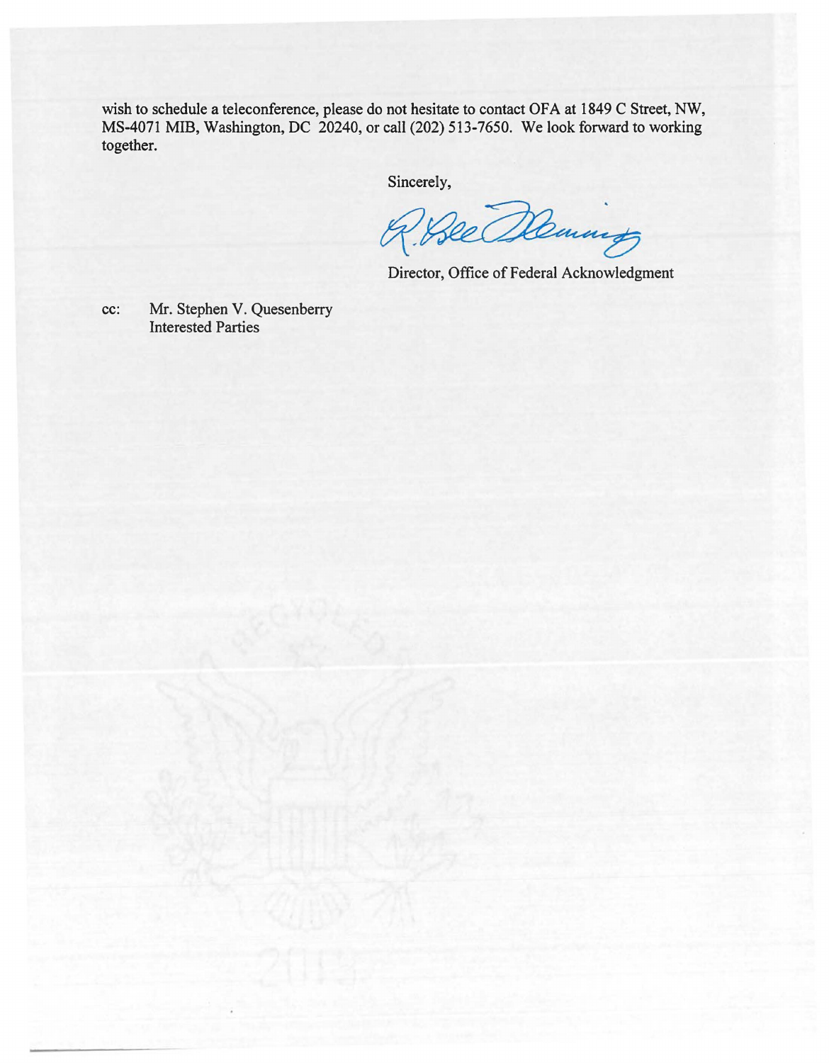wish to schedule a teleconference, please do not hesitate to contact OFA at 1849 C Street, NW, MS-4071 MIB, Washington, DC 20240, or call (202) 513-7650. We look forward to working together.

Sincerely,

R. Lee Fleming

Director, Office of Federal Acknowledgment

cc: Mr. Stephen V. Quesenberry
Interested Parties